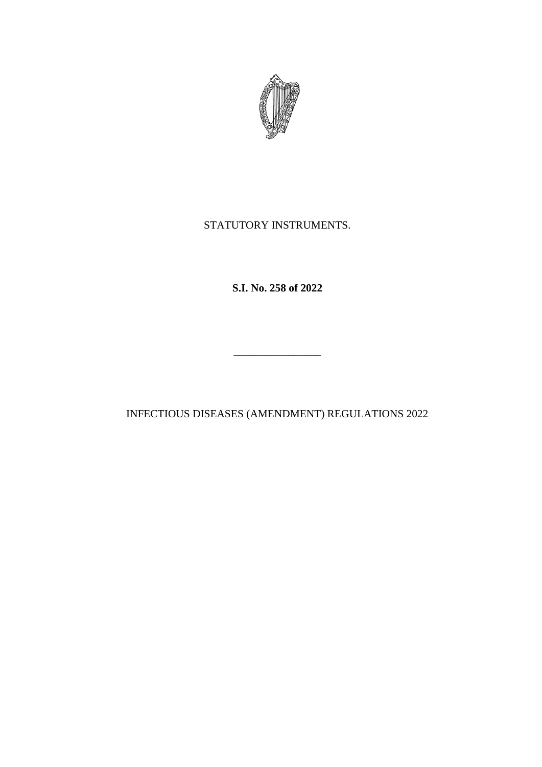STATUTORY INSTRUMENTS.

**S.I. No. 258 of 2022**

---

INFECTIOUS DISEASES (AMENDMENT) REGULATIONS 2022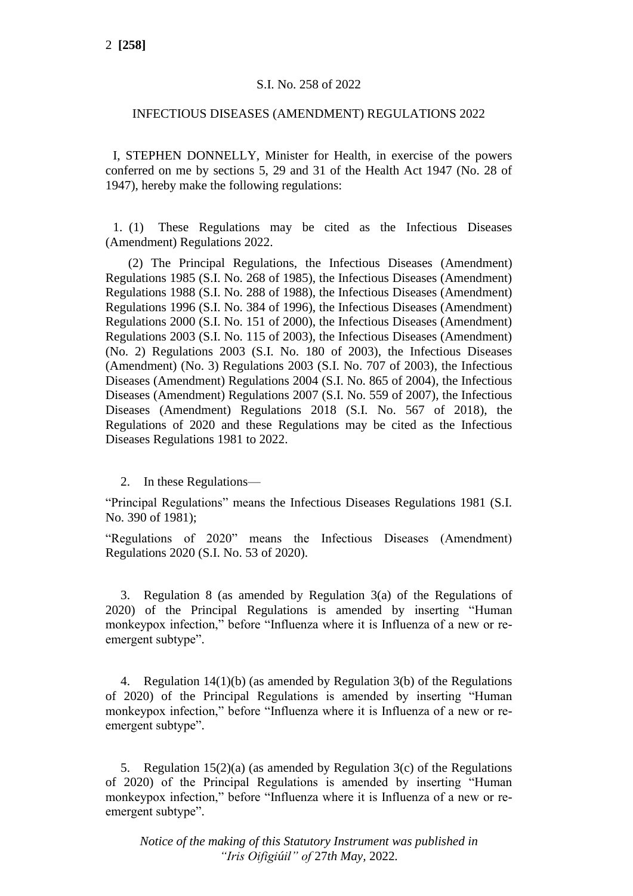S.I. No. 258 of 2022

INFECTIOUS DISEASES (AMENDMENT) REGULATIONS 2022

I, STEPHEN DONNELLY, Minister for Health, in exercise of the powers conferred on me by sections 5, 29 and 31 of the Health Act 1947 (No. 28 of 1947), hereby make the following regulations:

1. (1) These Regulations may be cited as the Infectious Diseases (Amendment) Regulations 2022.

(2) The Principal Regulations, the Infectious Diseases (Amendment) Regulations 1985 (S.I. No. 268 of 1985), the Infectious Diseases (Amendment) Regulations 1988 (S.I. No. 288 of 1988), the Infectious Diseases (Amendment) Regulations 1996 (S.I. No. 384 of 1996), the Infectious Diseases (Amendment) Regulations 2000 (S.I. No. 151 of 2000), the Infectious Diseases (Amendment) Regulations 2003 (S.I. No. 115 of 2003), the Infectious Diseases (Amendment) (No. 2) Regulations 2003 (S.I. No. 180 of 2003), the Infectious Diseases (Amendment) (No. 3) Regulations 2003 (S.I. No. 707 of 2003), the Infectious Diseases (Amendment) Regulations 2004 (S.I. No. 865 of 2004), the Infectious Diseases (Amendment) Regulations 2007 (S.I. No. 559 of 2007), the Infectious Diseases (Amendment) Regulations 2018 (S.I. No. 567 of 2018), the Regulations of 2020 and these Regulations may be cited as the Infectious Diseases Regulations 1981 to 2022.

2. In these Regulations—

"Principal Regulations" means the Infectious Diseases Regulations 1981 (S.I. No. 390 of 1981);

"Regulations of 2020" means the Infectious Diseases (Amendment) Regulations 2020 (S.I. No. 53 of 2020).

3. Regulation 8 (as amended by Regulation 3(a) of the Regulations of 2020) of the Principal Regulations is amended by inserting "Human monkeypox infection," before "Influenza where it is Influenza of a new or re-emergent subtype".

4. Regulation 14(1)(b) (as amended by Regulation 3(b) of the Regulations of 2020) of the Principal Regulations is amended by inserting "Human monkeypox infection," before "Influenza where it is Influenza of a new or re-emergent subtype".

5. Regulation 15(2)(a) (as amended by Regulation 3(c) of the Regulations of 2020) of the Principal Regulations is amended by inserting "Human monkeypox infection," before "Influenza where it is Influenza of a new or re-emergent subtype".

*Notice of the making of this Statutory Instrument was published in "Iris Oifigiúil" of 27th May, 2022.*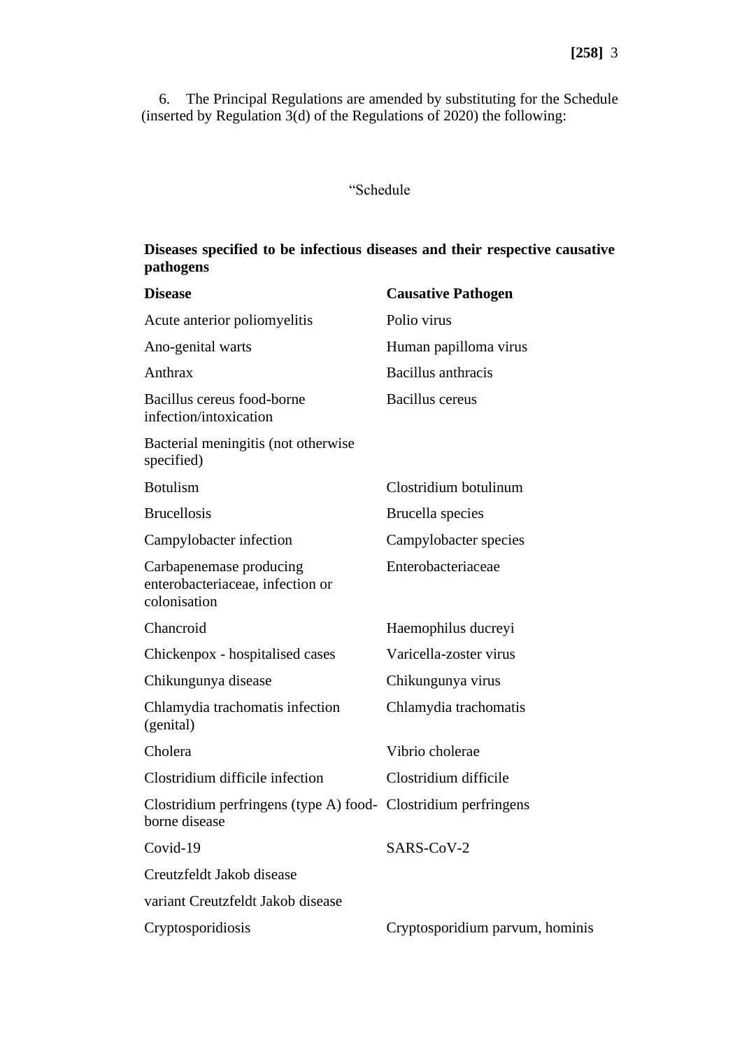6. The Principal Regulations are amended by substituting for the Schedule (inserted by Regulation 3(d) of the Regulations of 2020) the following:

"Schedule

**Diseases specified to be infectious diseases and their respective causative pathogens**

| **Disease** | **Causative Pathogen** |
|---|---|
| Acute anterior poliomyelitis | Polio virus |
| Ano-genital warts | Human papilloma virus |
| Anthrax | Bacillus anthracis |
| Bacillus cereus food-borne infection/intoxication | Bacillus cereus |
| Bacterial meningitis (not otherwise specified) | |
| Botulism | Clostridium botulinum |
| Brucellosis | Brucella species |
| Campylobacter infection | Campylobacter species |
| Carbapenemase producing enterobacteriaceae, infection or colonisation | Enterobacteriaceae |
| Chancroid | Haemophilus ducreyi |
| Chickenpox - hospitalised cases | Varicella-zoster virus |
| Chikungunya disease | Chikungunya virus |
| Chlamydia trachomatis infection (genital) | Chlamydia trachomatis |
| Cholera | Vibrio cholerae |
| Clostridium difficile infection | Clostridium difficile |
| Clostridium perfringens (type A) food-borne disease | Clostridium perfringens |
| Covid-19 | SARS-CoV-2 |
| Creutzfeldt Jakob disease | |
| variant Creutzfeldt Jakob disease | |
| Cryptosporidiosis | Cryptosporidium parvum, hominis |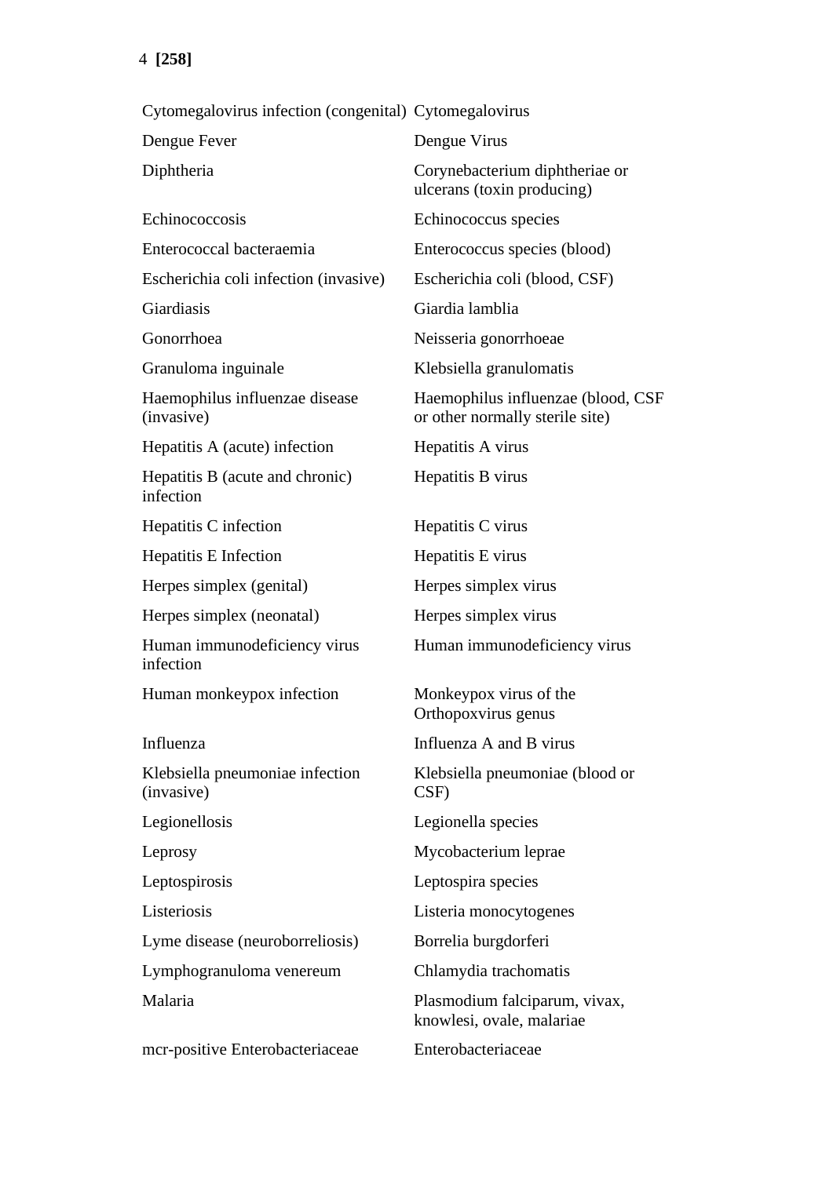| | |
|---|---|
| Cytomegalovirus infection (congenital) | Cytomegalovirus |
| Dengue Fever | Dengue Virus |
| Diphtheria | Corynebacterium diphtheriae or ulcerans (toxin producing) |
| Echinococcosis | Echinococcus species |
| Enterococcal bacteraemia | Enterococcus species (blood) |
| Escherichia coli infection (invasive) | Escherichia coli (blood, CSF) |
| Giardiasis | Giardia lamblia |
| Gonorrhoea | Neisseria gonorrhoeae |
| Granuloma inguinale | Klebsiella granulomatis |
| Haemophilus influenzae disease (invasive) | Haemophilus influenzae (blood, CSF or other normally sterile site) |
| Hepatitis A (acute) infection | Hepatitis A virus |
| Hepatitis B (acute and chronic) infection | Hepatitis B virus |
| Hepatitis C infection | Hepatitis C virus |
| Hepatitis E Infection | Hepatitis E virus |
| Herpes simplex (genital) | Herpes simplex virus |
| Herpes simplex (neonatal) | Herpes simplex virus |
| Human immunodeficiency virus infection | Human immunodeficiency virus |
| Human monkeypox infection | Monkeypox virus of the Orthopoxvirus genus |
| Influenza | Influenza A and B virus |
| Klebsiella pneumoniae infection (invasive) | Klebsiella pneumoniae (blood or CSF) |
| Legionellosis | Legionella species |
| Leprosy | Mycobacterium leprae |
| Leptospirosis | Leptospira species |
| Listeriosis | Listeria monocytogenes |
| Lyme disease (neuroborreliosis) | Borrelia burgdorferi |
| Lymphogranuloma venereum | Chlamydia trachomatis |
| Malaria | Plasmodium falciparum, vivax, knowlesi, ovale, malariae |
| mcr-positive Enterobacteriaceae | Enterobacteriaceae |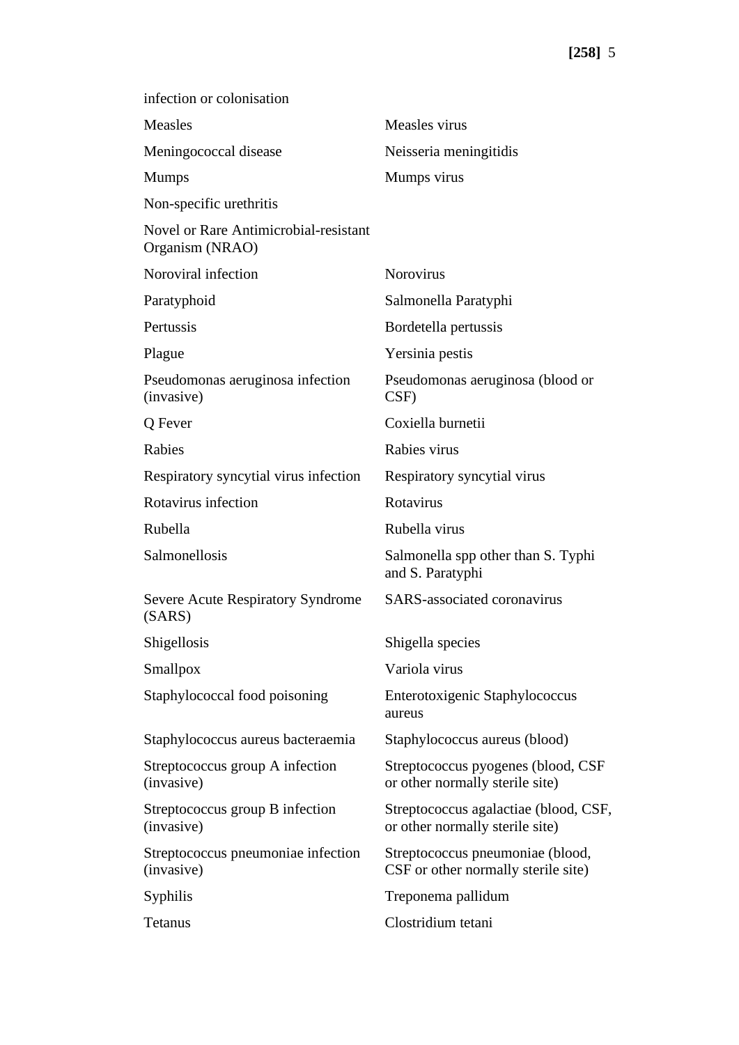| | |
|---|---|
| infection or colonisation | |
| Measles | Measles virus |
| Meningococcal disease | Neisseria meningitidis |
| Mumps | Mumps virus |
| Non-specific urethritis | |
| Novel or Rare Antimicrobial-resistant Organism (NRAO) | |
| Noroviral infection | Norovirus |
| Paratyphoid | Salmonella Paratyphi |
| Pertussis | Bordetella pertussis |
| Plague | Yersinia pestis |
| Pseudomonas aeruginosa infection (invasive) | Pseudomonas aeruginosa (blood or CSF) |
| Q Fever | Coxiella burnetii |
| Rabies | Rabies virus |
| Respiratory syncytial virus infection | Respiratory syncytial virus |
| Rotavirus infection | Rotavirus |
| Rubella | Rubella virus |
| Salmonellosis | Salmonella spp other than S. Typhi and S. Paratyphi |
| Severe Acute Respiratory Syndrome (SARS) | SARS-associated coronavirus |
| Shigellosis | Shigella species |
| Smallpox | Variola virus |
| Staphylococcal food poisoning | Enterotoxigenic Staphylococcus aureus |
| Staphylococcus aureus bacteraemia | Staphylococcus aureus (blood) |
| Streptococcus group A infection (invasive) | Streptococcus pyogenes (blood, CSF or other normally sterile site) |
| Streptococcus group B infection (invasive) | Streptococcus agalactiae (blood, CSF, or other normally sterile site) |
| Streptococcus pneumoniae infection (invasive) | Streptococcus pneumoniae (blood, CSF or other normally sterile site) |
| Syphilis | Treponema pallidum |
| Tetanus | Clostridium tetani |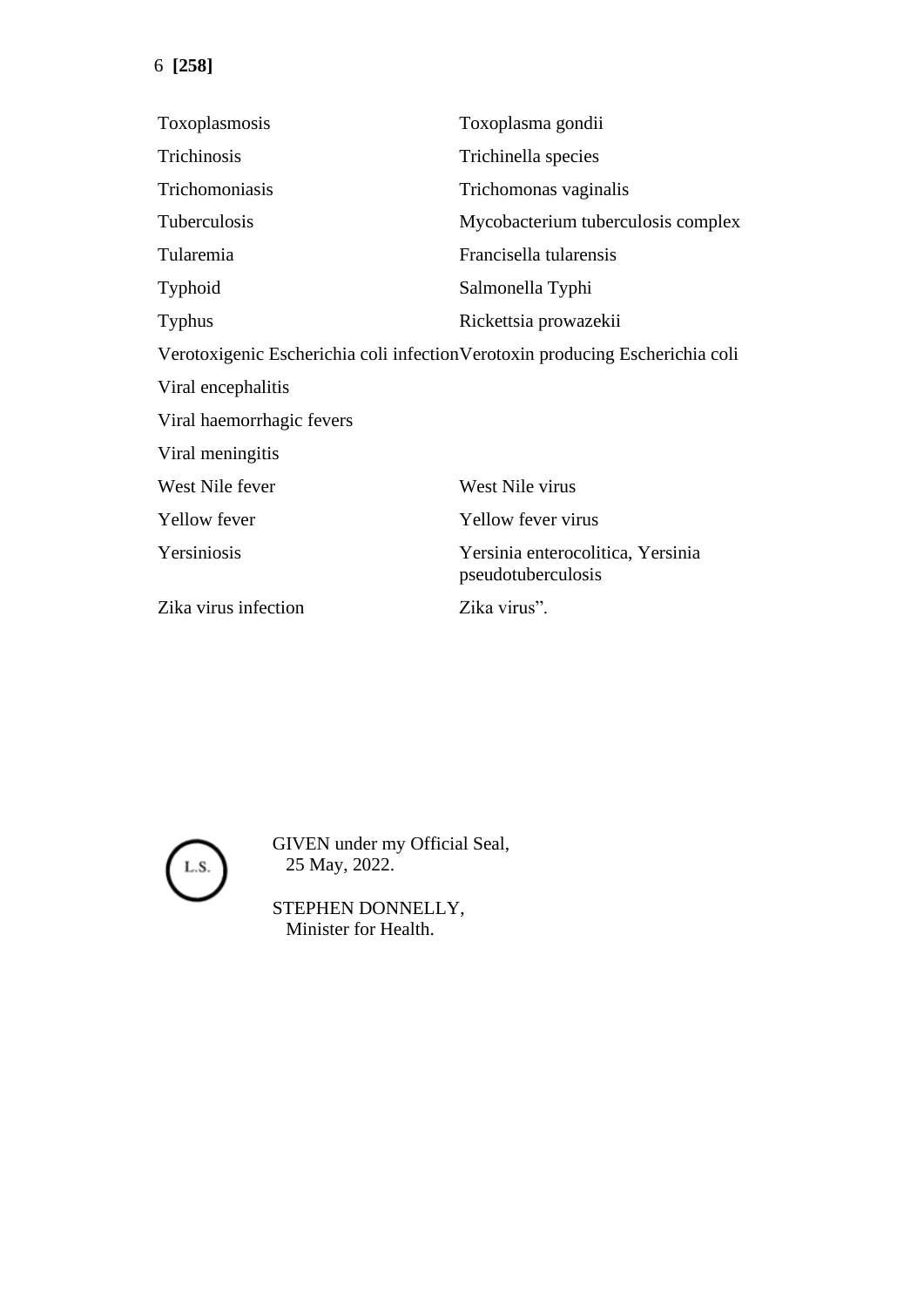| | |
|---|---|
| Toxoplasmosis | Toxoplasma gondii |
| Trichinosis | Trichinella species |
| Trichomoniasis | Trichomonas vaginalis |
| Tuberculosis | Mycobacterium tuberculosis complex |
| Tularemia | Francisella tularensis |
| Typhoid | Salmonella Typhi |
| Typhus | Rickettsia prowazekii |
| Verotoxigenic Escherichia coli infection | Verotoxin producing Escherichia coli |
| Viral encephalitis | |
| Viral haemorrhagic fevers | |
| Viral meningitis | |
| West Nile fever | West Nile virus |
| Yellow fever | Yellow fever virus |
| Yersiniosis | Yersinia enterocolitica, Yersinia pseudotuberculosis |
| Zika virus infection | Zika virus”. |

L.S.

GIVEN under my Official Seal,
25 May, 2022.

STEPHEN DONNELLY,
Minister for Health.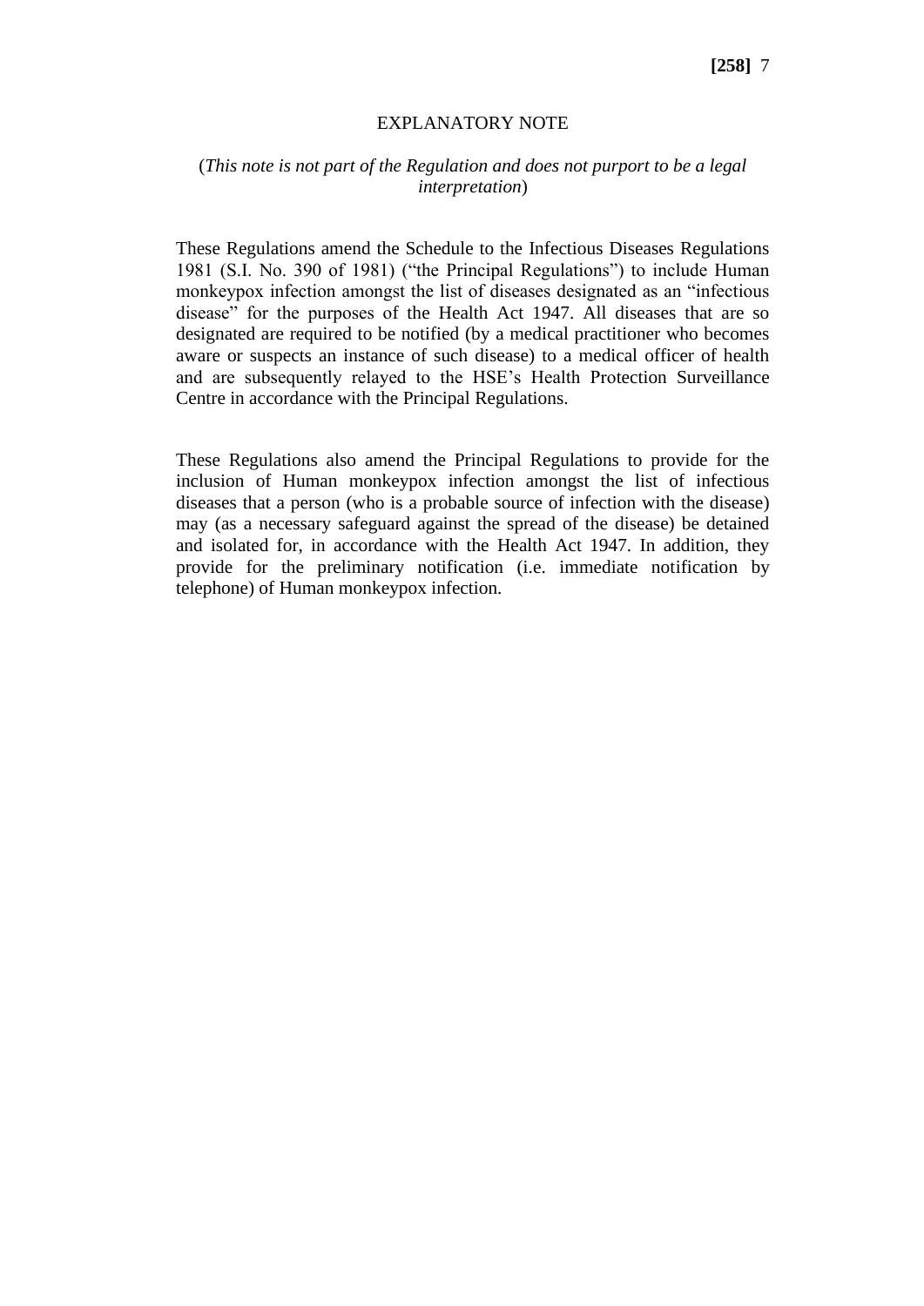## EXPLANATORY NOTE

(*This note is not part of the Regulation and does not purport to be a legal interpretation*)

These Regulations amend the Schedule to the Infectious Diseases Regulations 1981 (S.I. No. 390 of 1981) ("the Principal Regulations") to include Human monkeypox infection amongst the list of diseases designated as an "infectious disease" for the purposes of the Health Act 1947. All diseases that are so designated are required to be notified (by a medical practitioner who becomes aware or suspects an instance of such disease) to a medical officer of health and are subsequently relayed to the HSE's Health Protection Surveillance Centre in accordance with the Principal Regulations.

These Regulations also amend the Principal Regulations to provide for the inclusion of Human monkeypox infection amongst the list of infectious diseases that a person (who is a probable source of infection with the disease) may (as a necessary safeguard against the spread of the disease) be detained and isolated for, in accordance with the Health Act 1947. In addition, they provide for the preliminary notification (i.e. immediate notification by telephone) of Human monkeypox infection.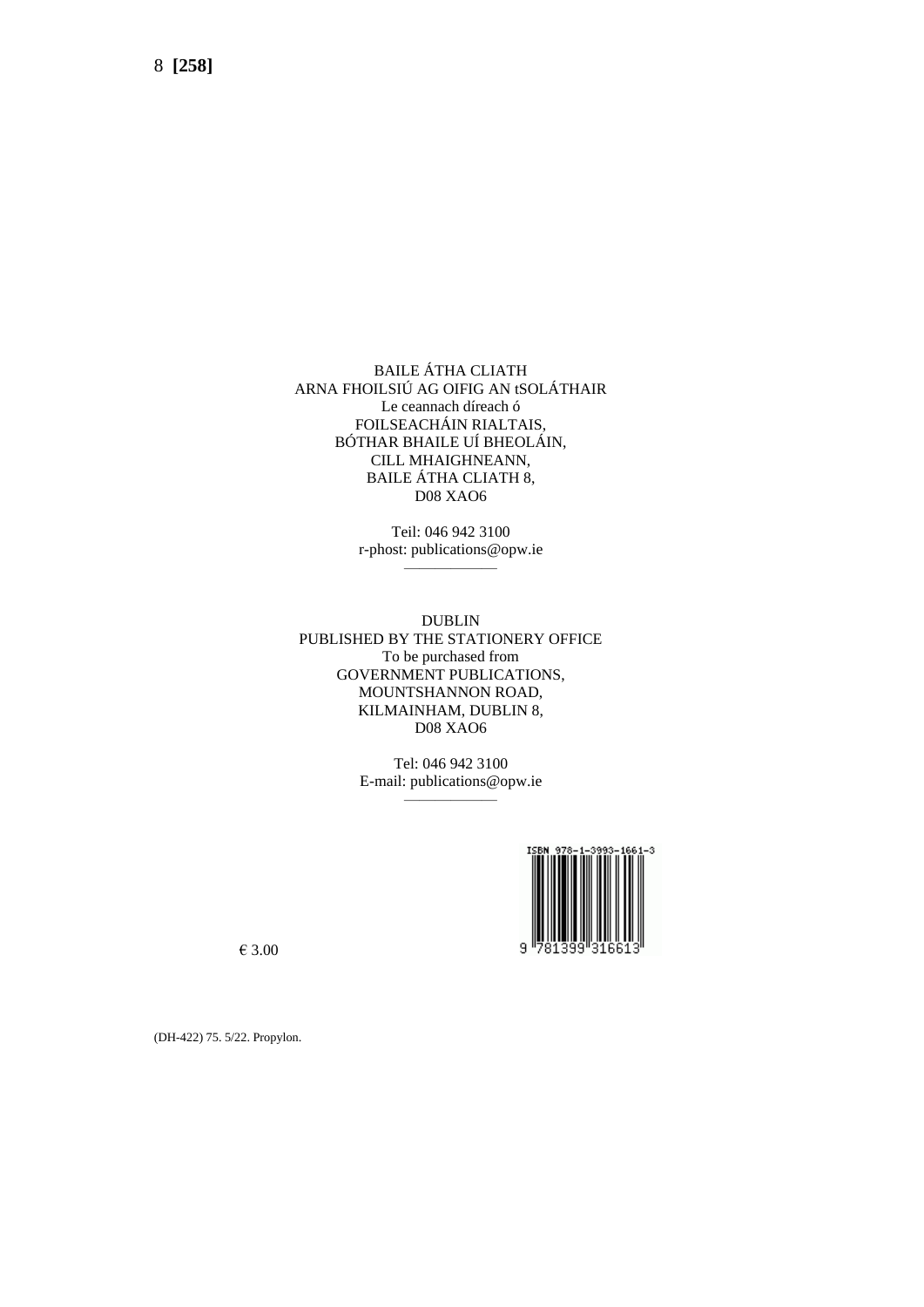[258]

BAILE ÁTHA CLIATH
ARNA FHOILSIÚ AG OIFIG AN tSOLÁTHAIR
Le ceannach díreach ó
FOILSEACHÁIN RIALTAIS,
BÓTHAR BHAILE UÍ BHEOLÁIN,
CILL MHAIGHNEANN,
BAILE ÁTHA CLIATH 8,
D08 XAO6

Teil: 046 942 3100
r-phost: publications@opw.ie

---

DUBLIN
PUBLISHED BY THE STATIONERY OFFICE
To be purchased from
GOVERNMENT PUBLICATIONS,
MOUNTSHANNON ROAD,
KILMAINHAM, DUBLIN 8,
D08 XAO6

Tel: 046 942 3100
E-mail: publications@opw.ie

---

ISBN 978-1-3993-1661-3

9 781399 316613

€ 3.00

(DH-422) 75. 5/22. Propylon.